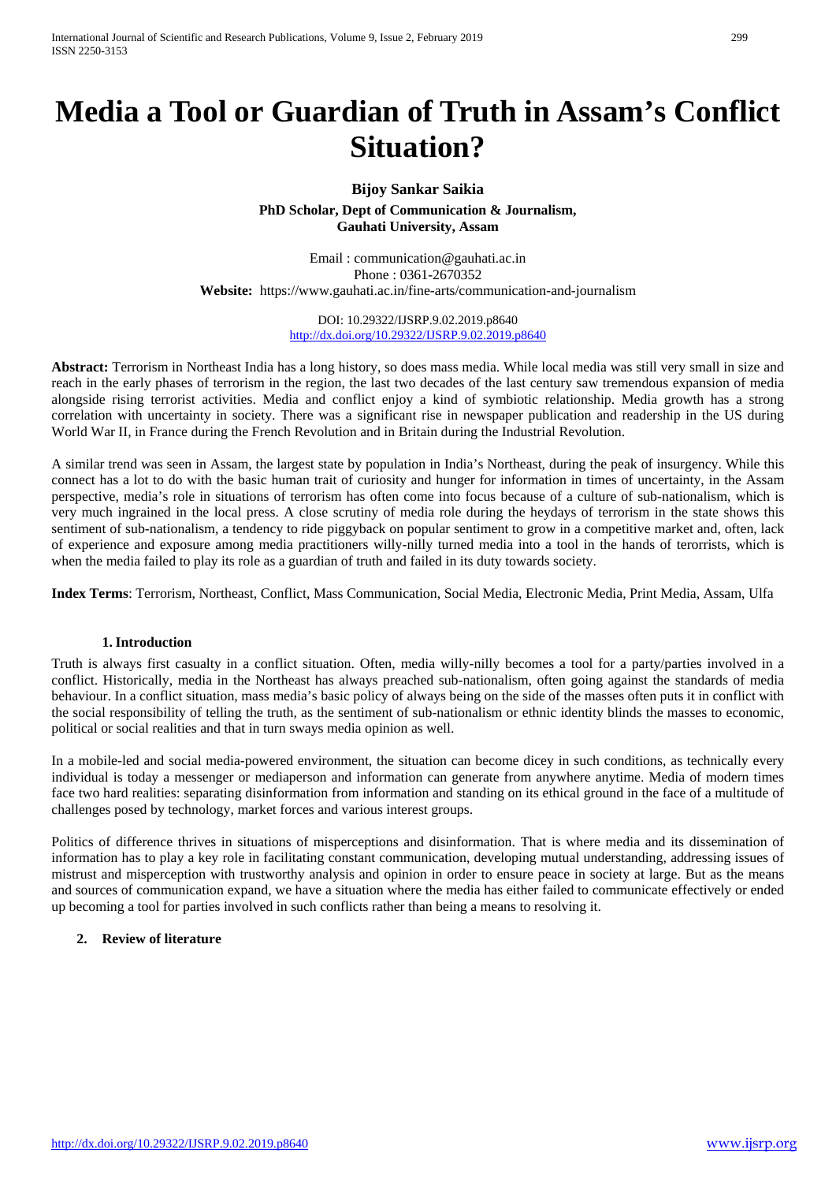# Media a Tool or Guardian of Truth in Assam's Conflict Situation?

**Bijoy Sankar Saikia**

**PhD Scholar, Dept of Communication & Journalism,**
**Gauhati University, Assam**

Email : communication@gauhati.ac.in
Phone : 0361-2670352
**Website:** https://www.gauhati.ac.in/fine-arts/communication-and-journalism

DOI: 10.29322/IJSRP.9.02.2019.p8640
http://dx.doi.org/10.29322/IJSRP.9.02.2019.p8640

**Abstract:** Terrorism in Northeast India has a long history, so does mass media. While local media was still very small in size and reach in the early phases of terrorism in the region, the last two decades of the last century saw tremendous expansion of media alongside rising terrorist activities. Media and conflict enjoy a kind of symbiotic relationship. Media growth has a strong correlation with uncertainty in society. There was a significant rise in newspaper publication and readership in the US during World War II, in France during the French Revolution and in Britain during the Industrial Revolution.

A similar trend was seen in Assam, the largest state by population in India's Northeast, during the peak of insurgency. While this connect has a lot to do with the basic human trait of curiosity and hunger for information in times of uncertainty, in the Assam perspective, media's role in situations of terrorism has often come into focus because of a culture of sub-nationalism, which is very much ingrained in the local press. A close scrutiny of media role during the heydays of terrorism in the state shows this sentiment of sub-nationalism, a tendency to ride piggyback on popular sentiment to grow in a competitive market and, often, lack of experience and exposure among media practitioners willy-nilly turned media into a tool in the hands of terorrists, which is when the media failed to play its role as a guardian of truth and failed in its duty towards society.

**Index Terms**: Terrorism, Northeast, Conflict, Mass Communication, Social Media, Electronic Media, Print Media, Assam, Ulfa

## 1. Introduction

Truth is always first casualty in a conflict situation. Often, media willy-nilly becomes a tool for a party/parties involved in a conflict. Historically, media in the Northeast has always preached sub-nationalism, often going against the standards of media behaviour. In a conflict situation, mass media's basic policy of always being on the side of the masses often puts it in conflict with the social responsibility of telling the truth, as the sentiment of sub-nationalism or ethnic identity blinds the masses to economic, political or social realities and that in turn sways media opinion as well.

In a mobile-led and social media-powered environment, the situation can become dicey in such conditions, as technically every individual is today a messenger or mediaperson and information can generate from anywhere anytime. Media of modern times face two hard realities: separating disinformation from information and standing on its ethical ground in the face of a multitude of challenges posed by technology, market forces and various interest groups.

Politics of difference thrives in situations of misperceptions and disinformation. That is where media and its dissemination of information has to play a key role in facilitating constant communication, developing mutual understanding, addressing issues of mistrust and misperception with trustworthy analysis and opinion in order to ensure peace in society at large. But as the means and sources of communication expand, we have a situation where the media has either failed to communicate effectively or ended up becoming a tool for parties involved in such conflicts rather than being a means to resolving it.

## 2. Review of literature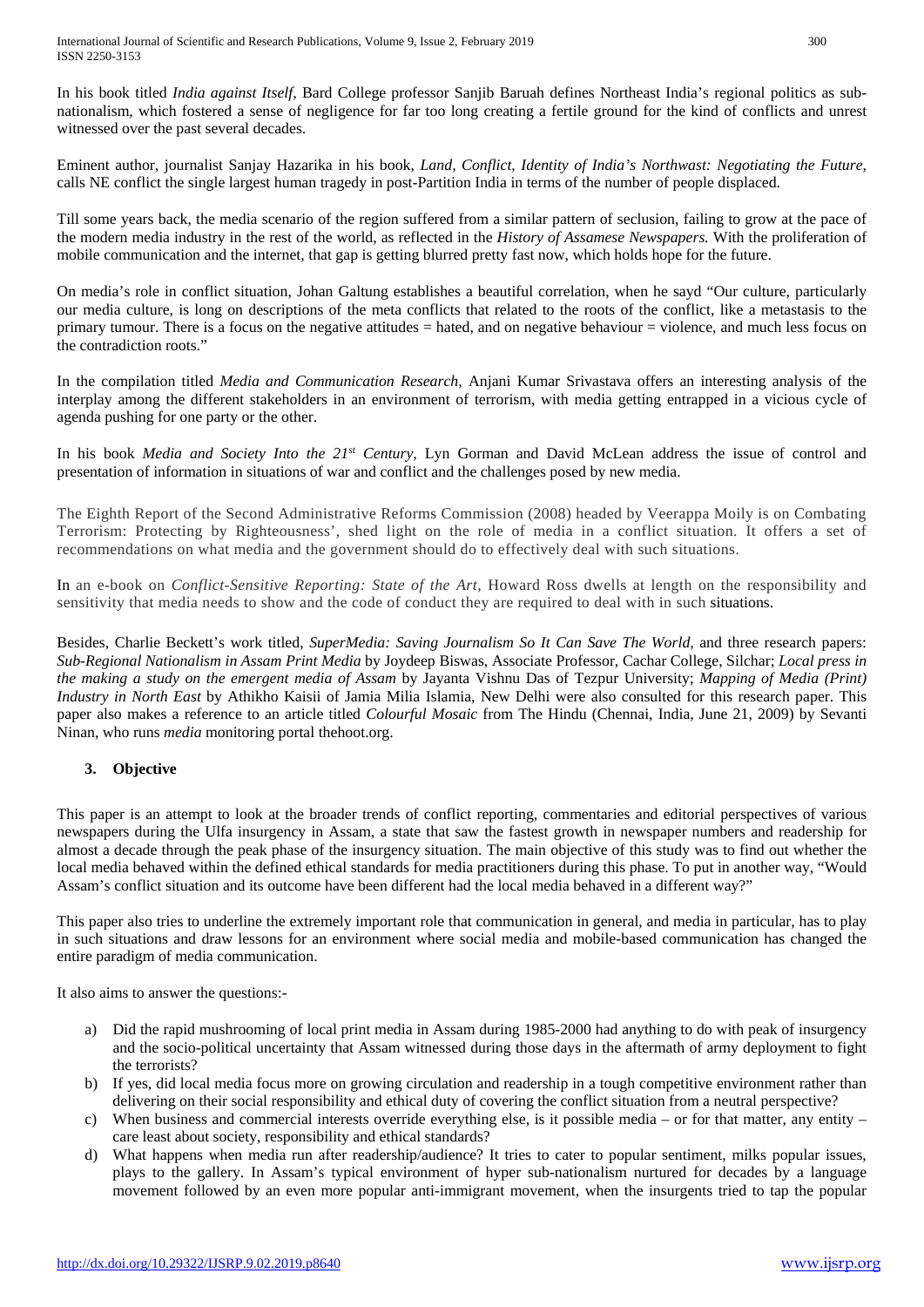In his book titled *India against Itself,* Bard College professor Sanjib Baruah defines Northeast India's regional politics as sub-nationalism, which fostered a sense of negligence for far too long creating a fertile ground for the kind of conflicts and unrest witnessed over the past several decades.

Eminent author, journalist Sanjay Hazarika in his book, *Land, Conflict, Identity of India's Northwast: Negotiating the Future*, calls NE conflict the single largest human tragedy in post-Partition India in terms of the number of people displaced.

Till some years back, the media scenario of the region suffered from a similar pattern of seclusion, failing to grow at the pace of the modern media industry in the rest of the world, as reflected in the *History of Assamese Newspapers.* With the proliferation of mobile communication and the internet, that gap is getting blurred pretty fast now, which holds hope for the future.

On media's role in conflict situation, Johan Galtung establishes a beautiful correlation, when he sayd "Our culture, particularly our media culture, is long on descriptions of the meta conflicts that related to the roots of the conflict, like a metastasis to the primary tumour. There is a focus on the negative attitudes = hated, and on negative behaviour = violence, and much less focus on the contradiction roots."

In the compilation titled *Media and Communication Research,* Anjani Kumar Srivastava offers an interesting analysis of the interplay among the different stakeholders in an environment of terrorism, with media getting entrapped in a vicious cycle of agenda pushing for one party or the other.

In his book *Media and Society Into the 21st Century,* Lyn Gorman and David McLean address the issue of control and presentation of information in situations of war and conflict and the challenges posed by new media.

The Eighth Report of the Second Administrative Reforms Commission (2008) headed by Veerappa Moily is on Combating Terrorism: Protecting by Righteousness', shed light on the role of media in a conflict situation. It offers a set of recommendations on what media and the government should do to effectively deal with such situations.

In an e-book on *Conflict-Sensitive Reporting: State of the Art,* Howard Ross dwells at length on the responsibility and sensitivity that media needs to show and the code of conduct they are required to deal with in such situations.

Besides, Charlie Beckett's work titled, *SuperMedia: Saving Journalism So It Can Save The World,* and three research papers: *Sub-Regional Nationalism in Assam Print Media* by Joydeep Biswas, Associate Professor, Cachar College, Silchar; *Local press in the making a study on the emergent media of Assam* by Jayanta Vishnu Das of Tezpur University; *Mapping of Media (Print) Industry in North East* by Athikho Kaisii of Jamia Milia Islamia, New Delhi were also consulted for this research paper. This paper also makes a reference to an article titled *Colourful Mosaic* from The Hindu (Chennai, India, June 21, 2009) by Sevanti Ninan, who runs *media* monitoring portal thehoot.org.

## 3. Objective

This paper is an attempt to look at the broader trends of conflict reporting, commentaries and editorial perspectives of various newspapers during the Ulfa insurgency in Assam, a state that saw the fastest growth in newspaper numbers and readership for almost a decade through the peak phase of the insurgency situation. The main objective of this study was to find out whether the local media behaved within the defined ethical standards for media practitioners during this phase. To put in another way, "Would Assam's conflict situation and its outcome have been different had the local media behaved in a different way?"

This paper also tries to underline the extremely important role that communication in general, and media in particular, has to play in such situations and draw lessons for an environment where social media and mobile-based communication has changed the entire paradigm of media communication.

It also aims to answer the questions:-

a) Did the rapid mushrooming of local print media in Assam during 1985-2000 had anything to do with peak of insurgency and the socio-political uncertainty that Assam witnessed during those days in the aftermath of army deployment to fight the terrorists?
b) If yes, did local media focus more on growing circulation and readership in a tough competitive environment rather than delivering on their social responsibility and ethical duty of covering the conflict situation from a neutral perspective?
c) When business and commercial interests override everything else, is it possible media – or for that matter, any entity – care least about society, responsibility and ethical standards?
d) What happens when media run after readership/audience? It tries to cater to popular sentiment, milks popular issues, plays to the gallery. In Assam's typical environment of hyper sub-nationalism nurtured for decades by a language movement followed by an even more popular anti-immigrant movement, when the insurgents tried to tap the popular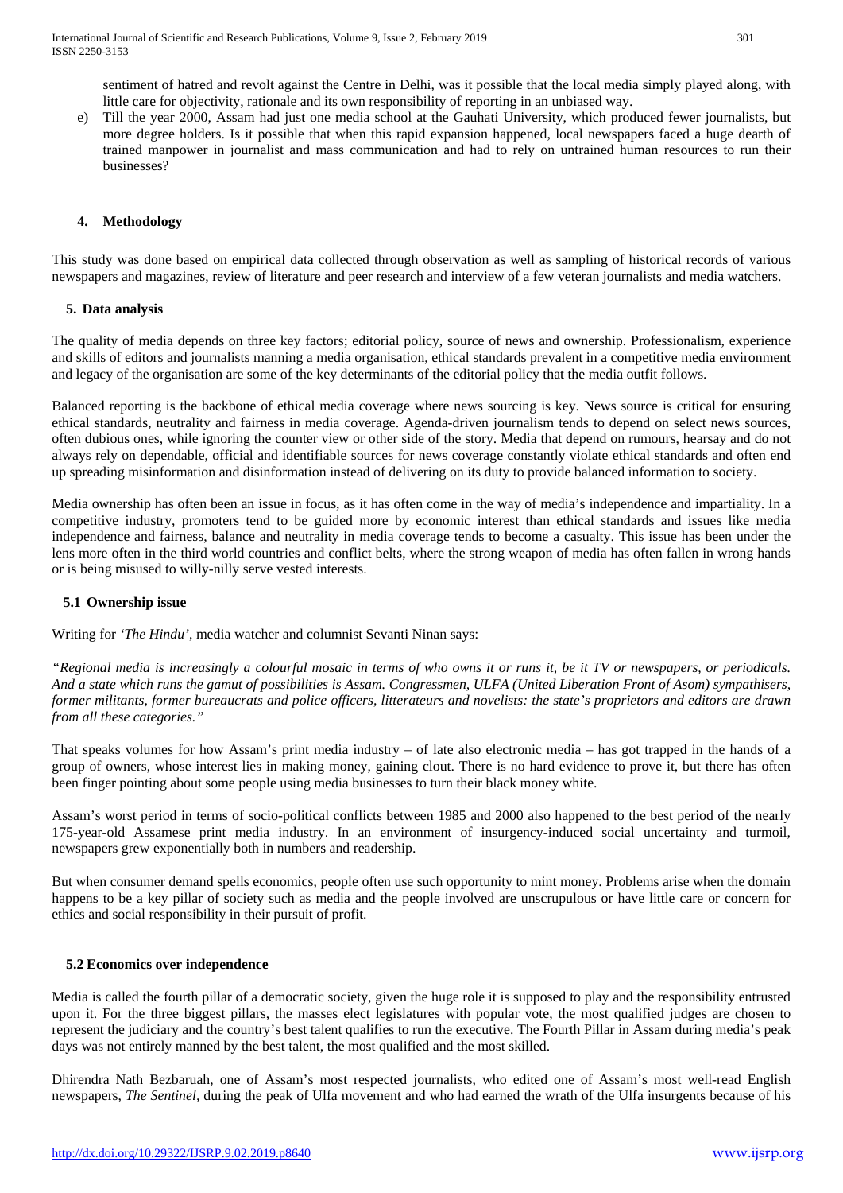sentiment of hatred and revolt against the Centre in Delhi, was it possible that the local media simply played along, with little care for objectivity, rationale and its own responsibility of reporting in an unbiased way.

e) Till the year 2000, Assam had just one media school at the Gauhati University, which produced fewer journalists, but more degree holders. Is it possible that when this rapid expansion happened, local newspapers faced a huge dearth of trained manpower in journalist and mass communication and had to rely on untrained human resources to run their businesses?

## 4. Methodology

This study was done based on empirical data collected through observation as well as sampling of historical records of various newspapers and magazines, review of literature and peer research and interview of a few veteran journalists and media watchers.

## 5. Data analysis

The quality of media depends on three key factors; editorial policy, source of news and ownership. Professionalism, experience and skills of editors and journalists manning a media organisation, ethical standards prevalent in a competitive media environment and legacy of the organisation are some of the key determinants of the editorial policy that the media outfit follows.

Balanced reporting is the backbone of ethical media coverage where news sourcing is key. News source is critical for ensuring ethical standards, neutrality and fairness in media coverage. Agenda-driven journalism tends to depend on select news sources, often dubious ones, while ignoring the counter view or other side of the story. Media that depend on rumours, hearsay and do not always rely on dependable, official and identifiable sources for news coverage constantly violate ethical standards and often end up spreading misinformation and disinformation instead of delivering on its duty to provide balanced information to society.

Media ownership has often been an issue in focus, as it has often come in the way of media's independence and impartiality. In a competitive industry, promoters tend to be guided more by economic interest than ethical standards and issues like media independence and fairness, balance and neutrality in media coverage tends to become a casualty. This issue has been under the lens more often in the third world countries and conflict belts, where the strong weapon of media has often fallen in wrong hands or is being misused to willy-nilly serve vested interests.

### 5.1 Ownership issue

Writing for *'The Hindu'*, media watcher and columnist Sevanti Ninan says:

*"Regional media is increasingly a colourful mosaic in terms of who owns it or runs it, be it TV or newspapers, or periodicals. And a state which runs the gamut of possibilities is Assam. Congressmen, ULFA (United Liberation Front of Asom) sympathisers, former militants, former bureaucrats and police officers, litterateurs and novelists: the state's proprietors and editors are drawn from all these categories."*

That speaks volumes for how Assam's print media industry – of late also electronic media – has got trapped in the hands of a group of owners, whose interest lies in making money, gaining clout. There is no hard evidence to prove it, but there has often been finger pointing about some people using media businesses to turn their black money white.

Assam's worst period in terms of socio-political conflicts between 1985 and 2000 also happened to the best period of the nearly 175-year-old Assamese print media industry. In an environment of insurgency-induced social uncertainty and turmoil, newspapers grew exponentially both in numbers and readership.

But when consumer demand spells economics, people often use such opportunity to mint money. Problems arise when the domain happens to be a key pillar of society such as media and the people involved are unscrupulous or have little care or concern for ethics and social responsibility in their pursuit of profit.

### 5.2 Economics over independence

Media is called the fourth pillar of a democratic society, given the huge role it is supposed to play and the responsibility entrusted upon it. For the three biggest pillars, the masses elect legislatures with popular vote, the most qualified judges are chosen to represent the judiciary and the country's best talent qualifies to run the executive. The Fourth Pillar in Assam during media's peak days was not entirely manned by the best talent, the most qualified and the most skilled.

Dhirendra Nath Bezbaruah, one of Assam's most respected journalists, who edited one of Assam's most well-read English newspapers, *The Sentinel*, during the peak of Ulfa movement and who had earned the wrath of the Ulfa insurgents because of his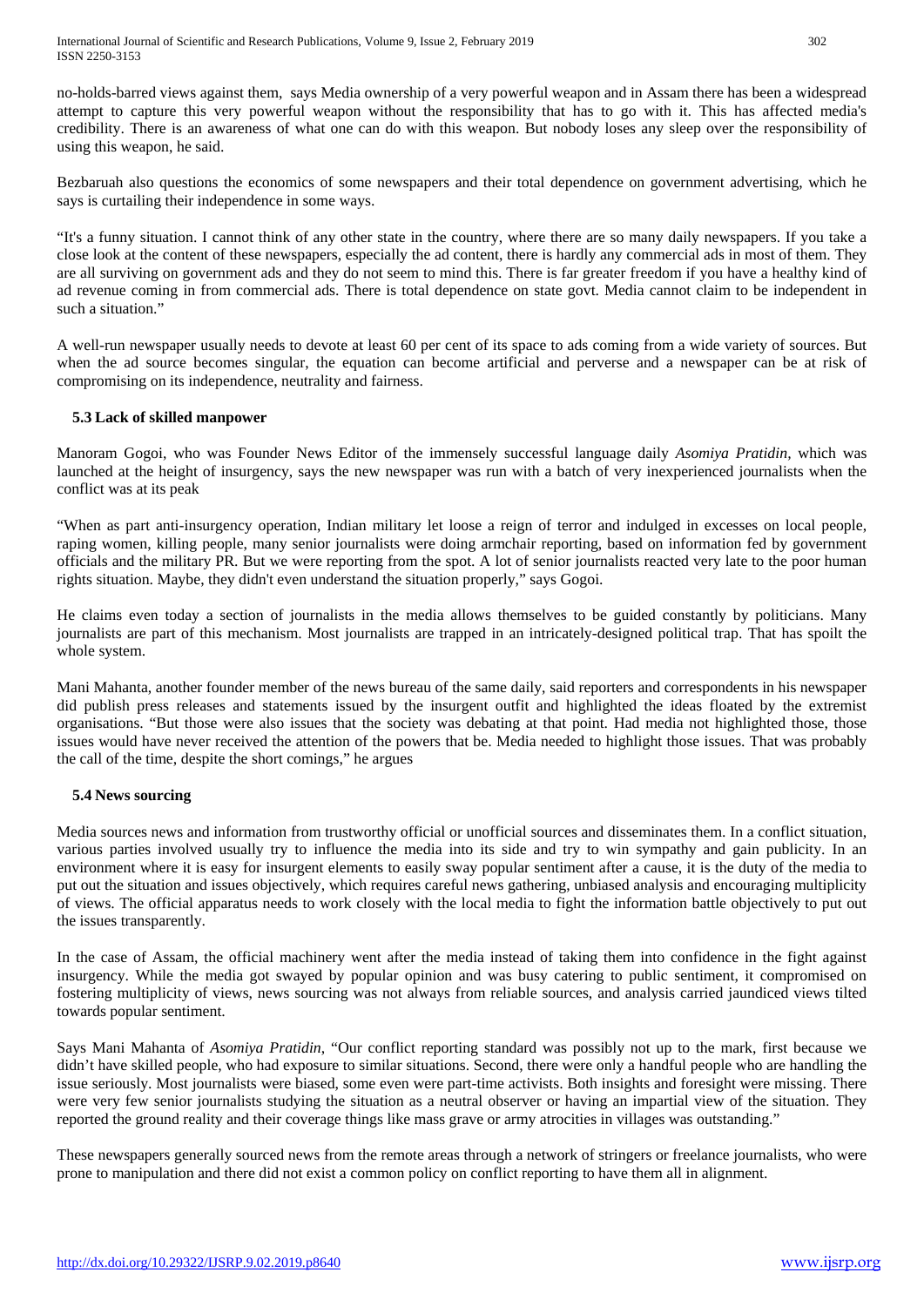no-holds-barred views against them, says Media ownership of a very powerful weapon and in Assam there has been a widespread attempt to capture this very powerful weapon without the responsibility that has to go with it. This has affected media's credibility. There is an awareness of what one can do with this weapon. But nobody loses any sleep over the responsibility of using this weapon, he said.

Bezbaruah also questions the economics of some newspapers and their total dependence on government advertising, which he says is curtailing their independence in some ways.

"It's a funny situation. I cannot think of any other state in the country, where there are so many daily newspapers. If you take a close look at the content of these newspapers, especially the ad content, there is hardly any commercial ads in most of them. They are all surviving on government ads and they do not seem to mind this. There is far greater freedom if you have a healthy kind of ad revenue coming in from commercial ads. There is total dependence on state govt. Media cannot claim to be independent in such a situation."

A well-run newspaper usually needs to devote at least 60 per cent of its space to ads coming from a wide variety of sources. But when the ad source becomes singular, the equation can become artificial and perverse and a newspaper can be at risk of compromising on its independence, neutrality and fairness.

### 5.3 Lack of skilled manpower

Manoram Gogoi, who was Founder News Editor of the immensely successful language daily *Asomiya Pratidin*, which was launched at the height of insurgency, says the new newspaper was run with a batch of very inexperienced journalists when the conflict was at its peak

"When as part anti-insurgency operation, Indian military let loose a reign of terror and indulged in excesses on local people, raping women, killing people, many senior journalists were doing armchair reporting, based on information fed by government officials and the military PR. But we were reporting from the spot. A lot of senior journalists reacted very late to the poor human rights situation. Maybe, they didn't even understand the situation properly," says Gogoi.

He claims even today a section of journalists in the media allows themselves to be guided constantly by politicians. Many journalists are part of this mechanism. Most journalists are trapped in an intricately-designed political trap. That has spoilt the whole system.

Mani Mahanta, another founder member of the news bureau of the same daily, said reporters and correspondents in his newspaper did publish press releases and statements issued by the insurgent outfit and highlighted the ideas floated by the extremist organisations. "But those were also issues that the society was debating at that point. Had media not highlighted those, those issues would have never received the attention of the powers that be. Media needed to highlight those issues. That was probably the call of the time, despite the short comings," he argues

### 5.4 News sourcing

Media sources news and information from trustworthy official or unofficial sources and disseminates them. In a conflict situation, various parties involved usually try to influence the media into its side and try to win sympathy and gain publicity. In an environment where it is easy for insurgent elements to easily sway popular sentiment after a cause, it is the duty of the media to put out the situation and issues objectively, which requires careful news gathering, unbiased analysis and encouraging multiplicity of views. The official apparatus needs to work closely with the local media to fight the information battle objectively to put out the issues transparently.

In the case of Assam, the official machinery went after the media instead of taking them into confidence in the fight against insurgency. While the media got swayed by popular opinion and was busy catering to public sentiment, it compromised on fostering multiplicity of views, news sourcing was not always from reliable sources, and analysis carried jaundiced views tilted towards popular sentiment.

Says Mani Mahanta of *Asomiya Pratidin*, "Our conflict reporting standard was possibly not up to the mark, first because we didn't have skilled people, who had exposure to similar situations. Second, there were only a handful people who are handling the issue seriously. Most journalists were biased, some even were part-time activists. Both insights and foresight were missing. There were very few senior journalists studying the situation as a neutral observer or having an impartial view of the situation. They reported the ground reality and their coverage things like mass grave or army atrocities in villages was outstanding."

These newspapers generally sourced news from the remote areas through a network of stringers or freelance journalists, who were prone to manipulation and there did not exist a common policy on conflict reporting to have them all in alignment.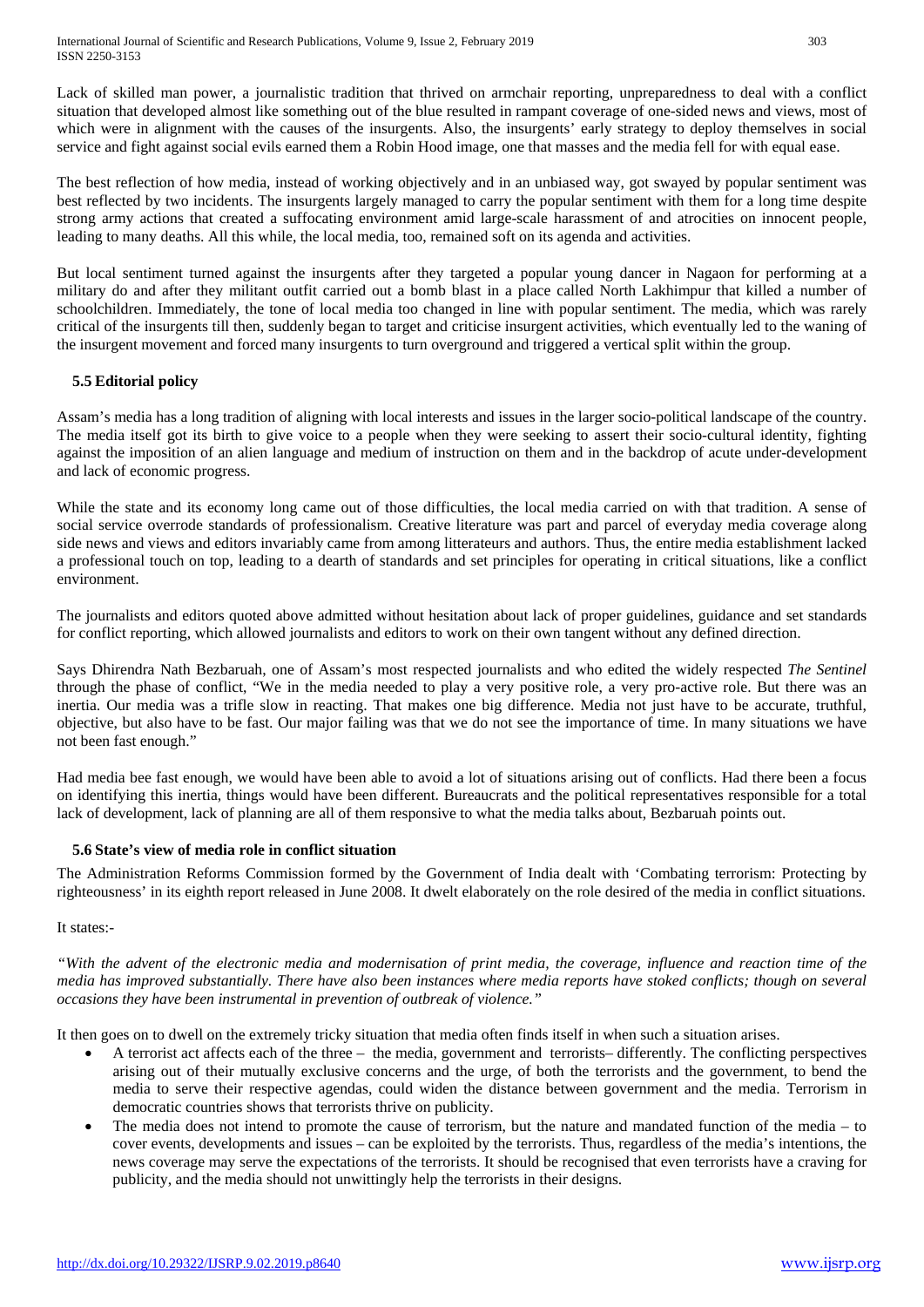Lack of skilled man power, a journalistic tradition that thrived on armchair reporting, unpreparedness to deal with a conflict situation that developed almost like something out of the blue resulted in rampant coverage of one-sided news and views, most of which were in alignment with the causes of the insurgents. Also, the insurgents' early strategy to deploy themselves in social service and fight against social evils earned them a Robin Hood image, one that masses and the media fell for with equal ease.

The best reflection of how media, instead of working objectively and in an unbiased way, got swayed by popular sentiment was best reflected by two incidents. The insurgents largely managed to carry the popular sentiment with them for a long time despite strong army actions that created a suffocating environment amid large-scale harassment of and atrocities on innocent people, leading to many deaths. All this while, the local media, too, remained soft on its agenda and activities.

But local sentiment turned against the insurgents after they targeted a popular young dancer in Nagaon for performing at a military do and after they militant outfit carried out a bomb blast in a place called North Lakhimpur that killed a number of schoolchildren. Immediately, the tone of local media too changed in line with popular sentiment. The media, which was rarely critical of the insurgents till then, suddenly began to target and criticise insurgent activities, which eventually led to the waning of the insurgent movement and forced many insurgents to turn overground and triggered a vertical split within the group.

### 5.5 Editorial policy

Assam's media has a long tradition of aligning with local interests and issues in the larger socio-political landscape of the country. The media itself got its birth to give voice to a people when they were seeking to assert their socio-cultural identity, fighting against the imposition of an alien language and medium of instruction on them and in the backdrop of acute under-development and lack of economic progress.

While the state and its economy long came out of those difficulties, the local media carried on with that tradition. A sense of social service overrode standards of professionalism. Creative literature was part and parcel of everyday media coverage along side news and views and editors invariably came from among litterateurs and authors. Thus, the entire media establishment lacked a professional touch on top, leading to a dearth of standards and set principles for operating in critical situations, like a conflict environment.

The journalists and editors quoted above admitted without hesitation about lack of proper guidelines, guidance and set standards for conflict reporting, which allowed journalists and editors to work on their own tangent without any defined direction.

Says Dhirendra Nath Bezbaruah, one of Assam's most respected journalists and who edited the widely respected *The Sentinel* through the phase of conflict, "We in the media needed to play a very positive role, a very pro-active role. But there was an inertia. Our media was a trifle slow in reacting. That makes one big difference. Media not just have to be accurate, truthful, objective, but also have to be fast. Our major failing was that we do not see the importance of time. In many situations we have not been fast enough."

Had media bee fast enough, we would have been able to avoid a lot of situations arising out of conflicts. Had there been a focus on identifying this inertia, things would have been different. Bureaucrats and the political representatives responsible for a total lack of development, lack of planning are all of them responsive to what the media talks about, Bezbaruah points out.

### 5.6 State's view of media role in conflict situation

The Administration Reforms Commission formed by the Government of India dealt with 'Combating terrorism: Protecting by righteousness' in its eighth report released in June 2008. It dwelt elaborately on the role desired of the media in conflict situations.

It states:-

*"With the advent of the electronic media and modernisation of print media, the coverage, influence and reaction time of the media has improved substantially. There have also been instances where media reports have stoked conflicts; though on several occasions they have been instrumental in prevention of outbreak of violence."*

It then goes on to dwell on the extremely tricky situation that media often finds itself in when such a situation arises.

- A terrorist act affects each of the three – the media, government and terrorists– differently. The conflicting perspectives arising out of their mutually exclusive concerns and the urge, of both the terrorists and the government, to bend the media to serve their respective agendas, could widen the distance between government and the media. Terrorism in democratic countries shows that terrorists thrive on publicity.
- The media does not intend to promote the cause of terrorism, but the nature and mandated function of the media – to cover events, developments and issues – can be exploited by the terrorists. Thus, regardless of the media's intentions, the news coverage may serve the expectations of the terrorists. It should be recognised that even terrorists have a craving for publicity, and the media should not unwittingly help the terrorists in their designs.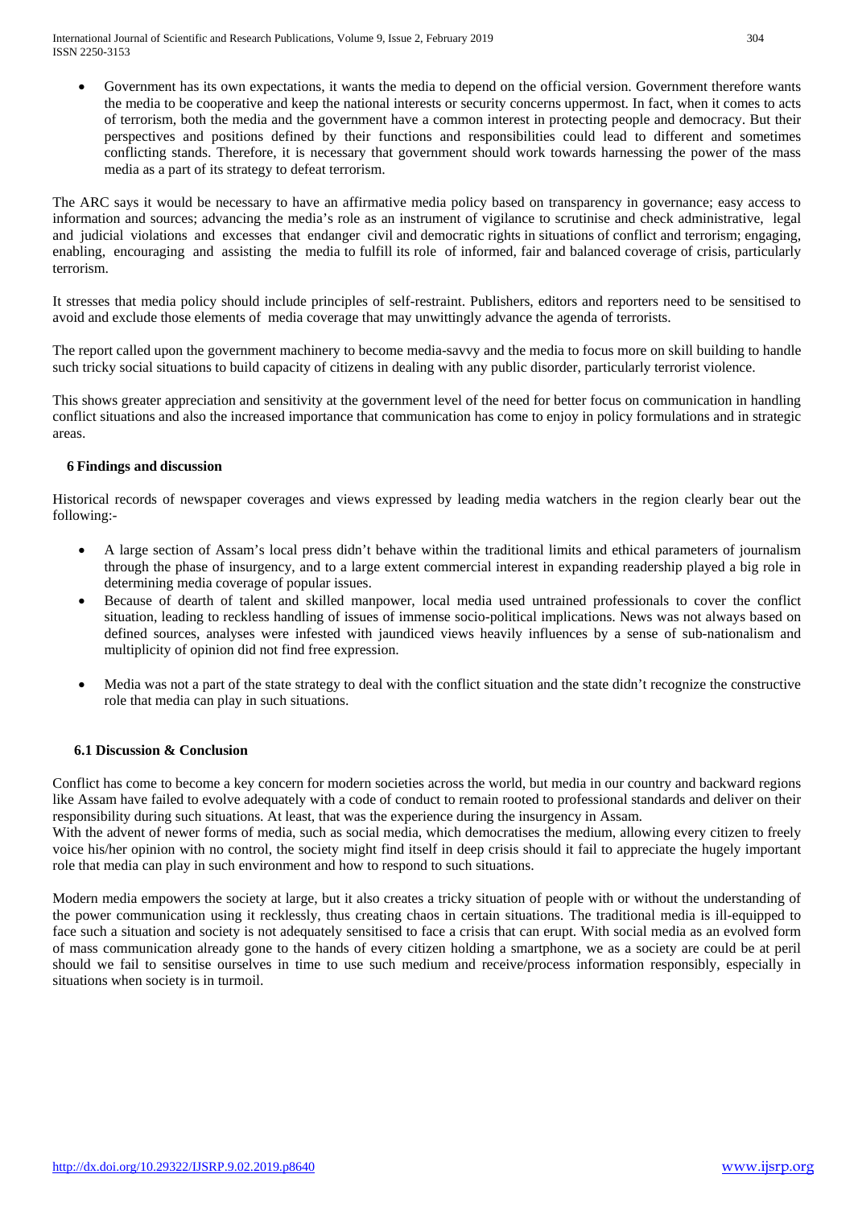- Government has its own expectations, it wants the media to depend on the official version. Government therefore wants the media to be cooperative and keep the national interests or security concerns uppermost. In fact, when it comes to acts of terrorism, both the media and the government have a common interest in protecting people and democracy. But their perspectives and positions defined by their functions and responsibilities could lead to different and sometimes conflicting stands. Therefore, it is necessary that government should work towards harnessing the power of the mass media as a part of its strategy to defeat terrorism.

The ARC says it would be necessary to have an affirmative media policy based on transparency in governance; easy access to information and sources; advancing the media's role as an instrument of vigilance to scrutinise and check administrative, legal and judicial violations and excesses that endanger civil and democratic rights in situations of conflict and terrorism; engaging, enabling, encouraging and assisting the media to fulfill its role of informed, fair and balanced coverage of crisis, particularly terrorism.

It stresses that media policy should include principles of self-restraint. Publishers, editors and reporters need to be sensitised to avoid and exclude those elements of media coverage that may unwittingly advance the agenda of terrorists.

The report called upon the government machinery to become media-savvy and the media to focus more on skill building to handle such tricky social situations to build capacity of citizens in dealing with any public disorder, particularly terrorist violence.

This shows greater appreciation and sensitivity at the government level of the need for better focus on communication in handling conflict situations and also the increased importance that communication has come to enjoy in policy formulations and in strategic areas.

## 6 Findings and discussion

Historical records of newspaper coverages and views expressed by leading media watchers in the region clearly bear out the following:-

- A large section of Assam's local press didn't behave within the traditional limits and ethical parameters of journalism through the phase of insurgency, and to a large extent commercial interest in expanding readership played a big role in determining media coverage of popular issues.
- Because of dearth of talent and skilled manpower, local media used untrained professionals to cover the conflict situation, leading to reckless handling of issues of immense socio-political implications. News was not always based on defined sources, analyses were infested with jaundiced views heavily influences by a sense of sub-nationalism and multiplicity of opinion did not find free expression.
- Media was not a part of the state strategy to deal with the conflict situation and the state didn't recognize the constructive role that media can play in such situations.

### 6.1 Discussion & Conclusion

Conflict has come to become a key concern for modern societies across the world, but media in our country and backward regions like Assam have failed to evolve adequately with a code of conduct to remain rooted to professional standards and deliver on their responsibility during such situations. At least, that was the experience during the insurgency in Assam.

With the advent of newer forms of media, such as social media, which democratises the medium, allowing every citizen to freely voice his/her opinion with no control, the society might find itself in deep crisis should it fail to appreciate the hugely important role that media can play in such environment and how to respond to such situations.

Modern media empowers the society at large, but it also creates a tricky situation of people with or without the understanding of the power communication using it recklessly, thus creating chaos in certain situations. The traditional media is ill-equipped to face such a situation and society is not adequately sensitised to face a crisis that can erupt. With social media as an evolved form of mass communication already gone to the hands of every citizen holding a smartphone, we as a society are could be at peril should we fail to sensitise ourselves in time to use such medium and receive/process information responsibly, especially in situations when society is in turmoil.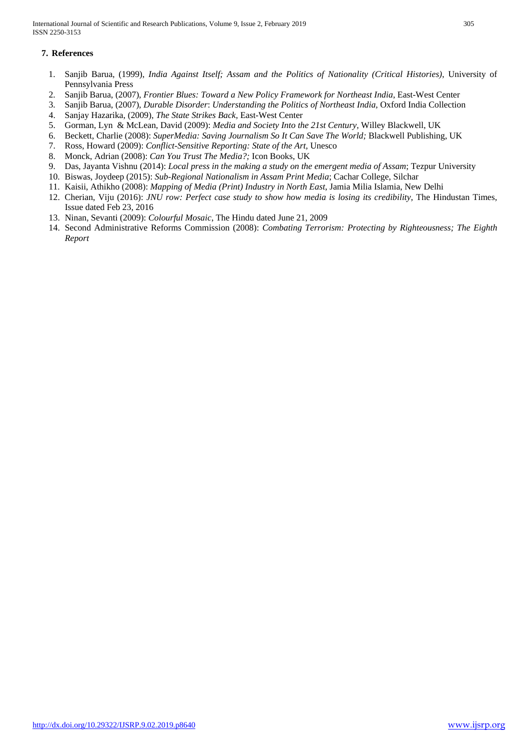## 7. References

1. Sanjib Barua, (1999), *India Against Itself; Assam and the Politics of Nationality (Critical Histories)*, University of Pennsylvania Press
2. Sanjib Barua, (2007), *Frontier Blues: Toward a New Policy Framework for Northeast India*, East-West Center
3. Sanjib Barua, (2007), *Durable Disorder*: *Understanding the Politics of Northeast India*, Oxford India Collection
4. Sanjay Hazarika, (2009), *The State Strikes Back*, East-West Center
5. Gorman, Lyn & McLean, David (2009): *Media and Society Into the 21st Century*, Willey Blackwell, UK
6. Beckett, Charlie (2008): *SuperMedia: Saving Journalism So It Can Save The World;* Blackwell Publishing, UK
7. Ross, Howard (2009): *Conflict-Sensitive Reporting: State of the Art*, Unesco
8. Monck, Adrian (2008): *Can You Trust The Media?;* Icon Books, UK
9. Das, Jayanta Vishnu (2014): *Local press in the making a study on the emergent media of Assam*; Tezpur University
10. Biswas, Joydeep (2015): *Sub-Regional Nationalism in Assam Print Media*; Cachar College, Silchar
11. Kaisii, Athikho (2008): *Mapping of Media (Print) Industry in North East*, Jamia Milia Islamia, New Delhi
12. Cherian, Viju (2016): *JNU row: Perfect case study to show how media is losing its credibility*, The Hindustan Times, Issue dated Feb 23, 2016
13. Ninan, Sevanti (2009): *Colourful Mosaic*, The Hindu dated June 21, 2009
14. Second Administrative Reforms Commission (2008): *Combating Terrorism: Protecting by Righteousness; The Eighth Report*